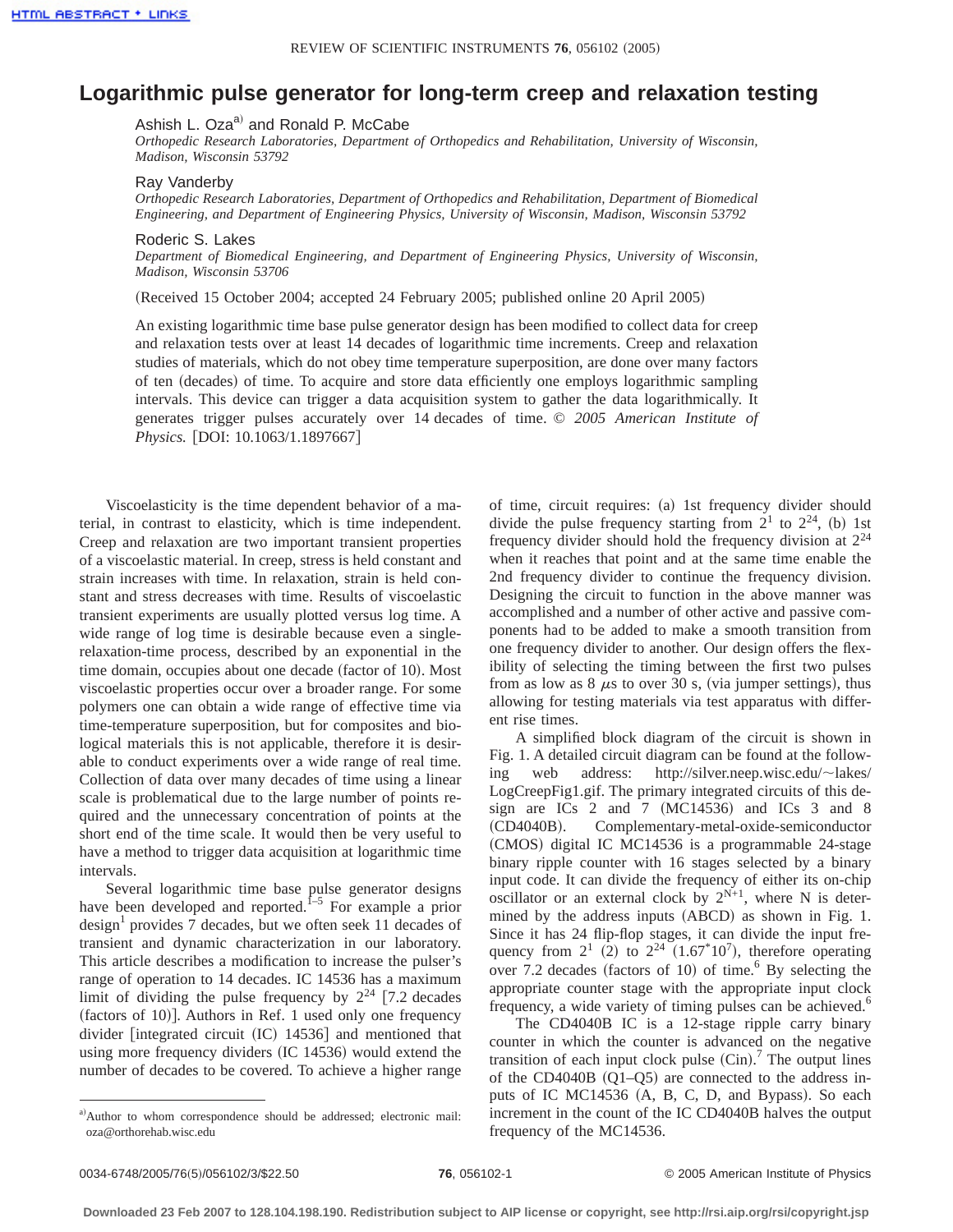# Logarithmic pulse generator for long-term creep and relaxation testing

Ashish L. Oza[a] and Ronald P. McCabe
*Orthopedic Research Laboratories, Department of Orthopedics and Rehabilitation, University of Wisconsin, Madison, Wisconsin 53792*

Ray Vanderby
*Orthopedic Research Laboratories, Department of Orthopedics and Rehabilitation, Department of Biomedical Engineering, and Department of Engineering Physics, University of Wisconsin, Madison, Wisconsin 53792*

Roderic S. Lakes
*Department of Biomedical Engineering, and Department of Engineering Physics, University of Wisconsin, Madison, Wisconsin 53706*

(Received 15 October 2004; accepted 24 February 2005; published online 20 April 2005)

An existing logarithmic time base pulse generator design has been modified to collect data for creep and relaxation tests over at least 14 decades of logarithmic time increments. Creep and relaxation studies of materials, which do not obey time temperature superposition, are done over many factors of ten (decades) of time. To acquire and store data efficiently one employs logarithmic sampling intervals. This device can trigger a data acquisition system to gather the data logarithmically. It generates trigger pulses accurately over 14 decades of time. © *2005 American Institute of Physics.* [DOI: 10.1063/1.1897667]

Viscoelasticity is the time dependent behavior of a material, in contrast to elasticity, which is time independent. Creep and relaxation are two important transient properties of a viscoelastic material. In creep, stress is held constant and strain increases with time. In relaxation, strain is held constant and stress decreases with time. Results of viscoelastic transient experiments are usually plotted versus log time. A wide range of log time is desirable because even a single-relaxation-time process, described by an exponential in the time domain, occupies about one decade (factor of 10). Most viscoelastic properties occur over a broader range. For some polymers one can obtain a wide range of effective time via time-temperature superposition, but for composites and biological materials this is not applicable, therefore it is desirable to conduct experiments over a wide range of real time. Collection of data over many decades of time using a linear scale is problematical due to the large number of points required and the unnecessary concentration of points at the short end of the time scale. It would then be very useful to have a method to trigger data acquisition at logarithmic time intervals.

Several logarithmic time base pulse generator designs have been developed and reported.[1–5] For example a prior design[1] provides 7 decades, but we often seek 11 decades of transient and dynamic characterization in our laboratory. This article describes a modification to increase the pulser's range of operation to 14 decades. IC 14536 has a maximum limit of dividing the pulse frequency by $2^{24}$ [7.2 decades (factors of 10)]. Authors in Ref. 1 used only one frequency divider [integrated circuit (IC) 14536] and mentioned that using more frequency dividers (IC 14536) would extend the number of decades to be covered. To achieve a higher range of time, circuit requires: (a) 1st frequency divider should divide the pulse frequency starting from $2^1$ to $2^{24}$, (b) 1st frequency divider should hold the frequency division at $2^{24}$ when it reaches that point and at the same time enable the 2nd frequency divider to continue the frequency division. Designing the circuit to function in the above manner was accomplished and a number of other active and passive components had to be added to make a smooth transition from one frequency divider to another. Our design offers the flexibility of selecting the timing between the first two pulses from as low as 8 $\mu$s to over 30 s, (via jumper settings), thus allowing for testing materials via test apparatus with different rise times.

A simplified block diagram of the circuit is shown in Fig. 1. A detailed circuit diagram can be found at the following web address: http://silver.neep.wisc.edu/~lakes/LogCreepFig1.gif. The primary integrated circuits of this design are ICs 2 and 7 (MC14536) and ICs 3 and 8 (CD4040B). Complementary-metal-oxide-semiconductor (CMOS) digital IC MC14536 is a programmable 24-stage binary ripple counter with 16 stages selected by a binary input code. It can divide the frequency of either its on-chip oscillator or an external clock by $2^{N+1}$, where N is determined by the address inputs (ABCD) as shown in Fig. 1. Since it has 24 flip-flop stages, it can divide the input frequency from $2^1$ (2) to $2^{24}$ ($1.67^*10^7$), therefore operating over 7.2 decades (factors of 10) of time.[6] By selecting the appropriate counter stage with the appropriate input clock frequency, a wide variety of timing pulses can be achieved.[6]

The CD4040B IC is a 12-stage ripple carry binary counter in which the counter is advanced on the negative transition of each input clock pulse (Cin).[7] The output lines of the CD4040B (Q1–Q5) are connected to the address inputs of IC MC14536 (A, B, C, D, and Bypass). So each increment in the count of the IC CD4040B halves the output frequency of the MC14536.

[a]Author to whom correspondence should be addressed; electronic mail: oza@orthorehab.wisc.edu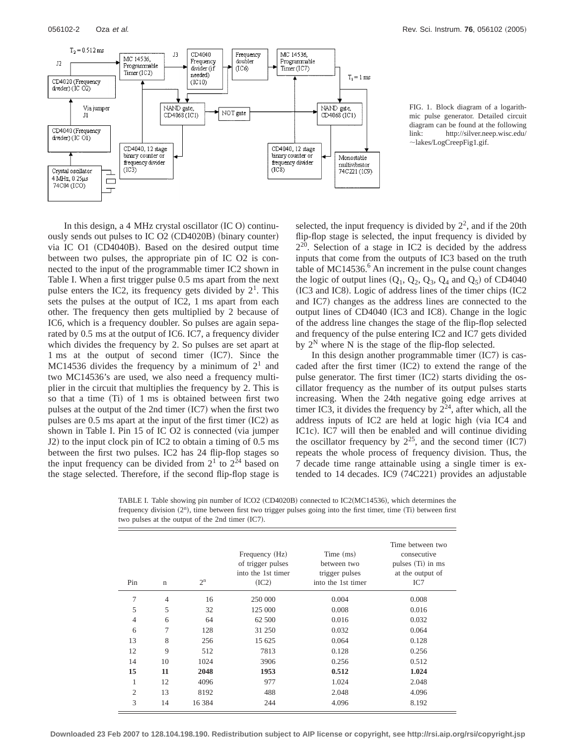FIG. 1. Block diagram of a logarithmic pulse generator. Detailed circuit diagram can be found at the following link: http://silver.neep.wisc.edu/~lakes/LogCreepFig1.gif.

In this design, a 4 MHz crystal oscillator (IC O) continuously sends out pulses to IC O2 (CD4020B) (binary counter) via IC O1 (CD4040B). Based on the desired output time between two pulses, the appropriate pin of IC O2 is connected to the input of the programmable timer IC2 shown in Table I. When a first trigger pulse 0.5 ms apart from the next pulse enters the IC2, its frequency gets divided by $2^1$. This sets the pulses at the output of IC2, 1 ms apart from each other. The frequency then gets multiplied by 2 because of IC6, which is a frequency doubler. So pulses are again separated by 0.5 ms at the output of IC6. IC7, a frequency divider which divides the frequency by 2. So pulses are set apart at 1 ms at the output of second timer (IC7). Since the MC14536 divides the frequency by a minimum of $2^1$ and two MC14536's are used, we also need a frequency multiplier in the circuit that multiplies the frequency by 2. This is so that a time (Ti) of 1 ms is obtained between first two pulses at the output of the 2nd timer (IC7) when the first two pulses are 0.5 ms apart at the input of the first timer (IC2) as shown in Table I. Pin 15 of IC O2 is connected (via jumper J2) to the input clock pin of IC2 to obtain a timing of 0.5 ms between the first two pulses. IC2 has 24 flip-flop stages so the input frequency can be divided from $2^1$ to $2^{24}$ based on the stage selected. Therefore, if the second flip-flop stage is selected, the input frequency is divided by $2^2$, and if the 20th flip-flop stage is selected, the input frequency is divided by $2^{20}$. Selection of a stage in IC2 is decided by the address inputs that come from the outputs of IC3 based on the truth table of MC14536.[6] An increment in the pulse count changes the logic of output lines ($Q_1$, $Q_2$, $Q_3$, $Q_4$ and $Q_5$) of CD4040 (IC3 and IC8). Logic of address lines of the timer chips (IC2 and IC7) changes as the address lines are connected to the output lines of CD4040 (IC3 and IC8). Change in the logic of the address line changes the stage of the flip-flop selected and frequency of the pulse entering IC2 and IC7 gets divided by $2^N$ where N is the stage of the flip-flop selected.

In this design another programmable timer (IC7) is cascaded after the first timer (IC2) to extend the range of the pulse generator. The first timer (IC2) starts dividing the oscillator frequency as the number of its output pulses starts increasing. When the 24th negative going edge arrives at timer IC3, it divides the frequency by $2^{24}$, after which, all the address inputs of IC2 are held at logic high (via IC4 and IC1c). IC7 will then be enabled and will continue dividing the oscillator frequency by $2^{25}$, and the second timer (IC7) repeats the whole process of frequency division. Thus, the 7 decade time range attainable using a single timer is extended to 14 decades. IC9 (74C221) provides an adjustable

TABLE I. Table showing pin number of ICO2 (CD4020B) connected to IC2(MC14536), which determines the frequency division ($2^n$), time between first two trigger pulses going into the first timer, time (Ti) between first two pulses at the output of the 2nd timer (IC7).

| Pin | n | $2^n$ | Frequency (Hz) of trigger pulses into the 1st timer (IC2) | Time (ms) between two trigger pulses into the 1st timer | Time between two consecutive pulses (Ti) in ms at the output of IC7 |
|---|---|---|---|---|---|
| 7 | 4 | 16 | 250 000 | 0.004 | 0.008 |
| 5 | 5 | 32 | 125 000 | 0.008 | 0.016 |
| 4 | 6 | 64 | 62 500 | 0.016 | 0.032 |
| 6 | 7 | 128 | 31 250 | 0.032 | 0.064 |
| 13 | 8 | 256 | 15 625 | 0.064 | 0.128 |
| 12 | 9 | 512 | 7813 | 0.128 | 0.256 |
| 14 | 10 | 1024 | 3906 | 0.256 | 0.512 |
| **15** | **11** | **2048** | **1953** | **0.512** | **1.024** |
| 1 | 12 | 4096 | 977 | 1.024 | 2.048 |
| 2 | 13 | 8192 | 488 | 2.048 | 4.096 |
| 3 | 14 | 16 384 | 244 | 4.096 | 8.192 |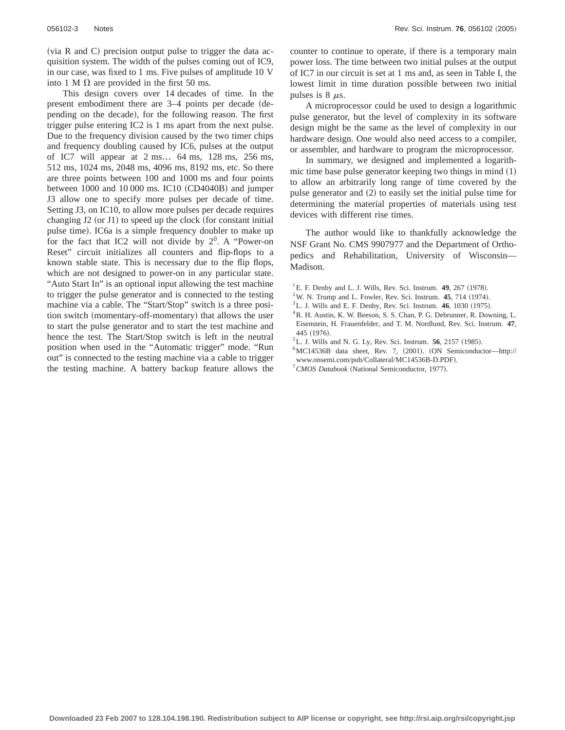(via R and C) precision output pulse to trigger the data acquisition system. The width of the pulses coming out of IC9, in our case, was fixed to 1 ms. Five pulses of amplitude 10 V into 1 M Ω are provided in the first 50 ms.

This design covers over 14 decades of time. In the present embodiment there are 3–4 points per decade (depending on the decade), for the following reason. The first trigger pulse entering IC2 is 1 ms apart from the next pulse. Due to the frequency division caused by the two timer chips and frequency doubling caused by IC6, pulses at the output of IC7 will appear at 2 ms… 64 ms, 128 ms, 256 ms, 512 ms, 1024 ms, 2048 ms, 4096 ms, 8192 ms, etc. So there are three points between 100 and 1000 ms and four points between 1000 and 10 000 ms. IC10 (CD4040B) and jumper J3 allow one to specify more pulses per decade of time. Setting J3, on IC10, to allow more pulses per decade requires changing J2 (or J1) to speed up the clock (for constant initial pulse time). IC6a is a simple frequency doubler to make up for the fact that IC2 will not divide by $2^0$. A "Power-on Reset" circuit initializes all counters and flip-flops to a known stable state. This is necessary due to the flip flops, which are not designed to power-on in any particular state. "Auto Start In" is an optional input allowing the test machine to trigger the pulse generator and is connected to the testing machine via a cable. The "Start/Stop" switch is a three position switch (momentary-off-momentary) that allows the user to start the pulse generator and to start the test machine and hence the test. The Start/Stop switch is left in the neutral position when used in the "Automatic trigger" mode. "Run out" is connected to the testing machine via a cable to trigger the testing machine. A battery backup feature allows the counter to continue to operate, if there is a temporary main power loss. The time between two initial pulses at the output of IC7 in our circuit is set at 1 ms and, as seen in Table I, the lowest limit in time duration possible between two initial pulses is 8 μs.

A microprocessor could be used to design a logarithmic pulse generator, but the level of complexity in its software design might be the same as the level of complexity in our hardware design. One would also need access to a compiler, or assembler, and hardware to program the microprocessor.

In summary, we designed and implemented a logarithmic time base pulse generator keeping two things in mind (1) to allow an arbitrarily long range of time covered by the pulse generator and (2) to easily set the initial pulse time for determining the material properties of materials using test devices with different rise times.

The author would like to thankfully acknowledge the NSF Grant No. CMS 9907977 and the Department of Orthopedics and Rehabilitation, University of Wisconsin—Madison.

[1] E. F. Denby and L. J. Wills, Rev. Sci. Instrum. **49**, 267 (1978).
[2] W. N. Trump and L. Fowler, Rev. Sci. Instrum. **45**, 714 (1974).
[3] L. J. Wills and E. F. Denby, Rev. Sci. Instrum. **46**, 1030 (1975).
[4] R. H. Austin, K. W. Beeson, S. S. Chan, P. G. Debrunner, R. Downing, L. Eisenstein, H. Frauenfelder, and T. M. Nordlund, Rev. Sci. Instrum. **47**, 445 (1976).
[5] L. J. Wills and N. G. Ly, Rev. Sci. Instrum. **56**, 2157 (1985).
[6] MC14536B data sheet, Rev. 7, (2001). (ON Semiconductor—http://www.onsemi.com/pub/Collateral/MC14536B-D.PDF).
[7] *CMOS Databook* (National Semiconductor, 1977).